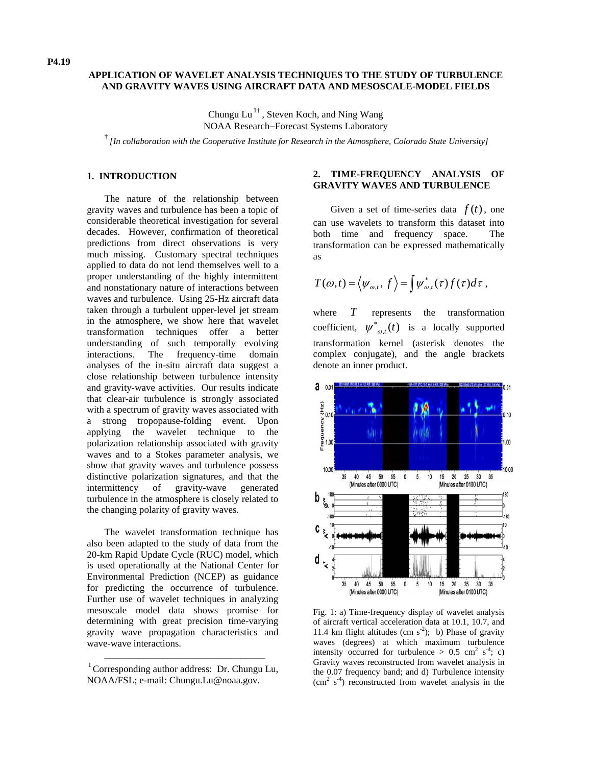P4.19

# APPLICATION OF WAVELET ANALYSIS TECHNIQUES TO THE STUDY OF TURBULENCE AND GRAVITY WAVES USING AIRCRAFT DATA AND MESOSCALE-MODEL FIELDS

Chungu Lu[1†], Steven Koch, and Ning Wang
NOAA Research–Forecast Systems Laboratory

[†] *[In collaboration with the Cooperative Institute for Research in the Atmosphere, Colorado State University]*

## 1. INTRODUCTION

The nature of the relationship between gravity waves and turbulence has been a topic of considerable theoretical investigation for several decades. However, confirmation of theoretical predictions from direct observations is very much missing. Customary spectral techniques applied to data do not lend themselves well to a proper understanding of the highly intermittent and nonstationary nature of interactions between waves and turbulence. Using 25-Hz aircraft data taken through a turbulent upper-level jet stream in the atmosphere, we show here that wavelet transformation techniques offer a better understanding of such temporally evolving interactions. The frequency-time domain analyses of the in-situ aircraft data suggest a close relationship between turbulence intensity and gravity-wave activities. Our results indicate that clear-air turbulence is strongly associated with a spectrum of gravity waves associated with a strong tropopause-folding event. Upon applying the wavelet technique to the polarization relationship associated with gravity waves and to a Stokes parameter analysis, we show that gravity waves and turbulence possess distinctive polarization signatures, and that the intermittency of gravity-wave generated turbulence in the atmosphere is closely related to the changing polarity of gravity waves.

The wavelet transformation technique has also been adapted to the study of data from the 20-km Rapid Update Cycle (RUC) model, which is used operationally at the National Center for Environmental Prediction (NCEP) as guidance for predicting the occurrence of turbulence. Further use of wavelet techniques in analyzing mesoscale model data shows promise for determining with great precision time-varying gravity wave propagation characteristics and wave-wave interactions.

[1] Corresponding author address: Dr. Chungu Lu, NOAA/FSL; e-mail: Chungu.Lu@noaa.gov.

## 2. TIME-FREQUENCY ANALYSIS OF GRAVITY WAVES AND TURBULENCE

Given a set of time-series data $f(t)$, one can use wavelets to transform this dataset into both time and frequency space. The transformation can be expressed mathematically as

$$T(\omega,t) = \langle \psi_{\omega,t}, f \rangle = \int \psi^*_{\omega,t}(\tau) f(\tau) d\tau ,$$

where $T$ represents the transformation coefficient, $\psi^*_{\omega,t}(t)$ is a locally supported transformation kernel (asterisk denotes the complex conjugate), and the angle brackets denote an inner product.

Fig. 1: a) Time-frequency display of wavelet analysis of aircraft vertical acceleration data at 10.1, 10.7, and 11.4 km flight altitudes (cm s$^{-2}$); b) Phase of gravity waves (degrees) at which maximum turbulence intensity occurred for turbulence > 0.5 cm$^2$ s$^{-4}$; c) Gravity waves reconstructed from wavelet analysis in the 0.07 frequency band; and d) Turbulence intensity (cm$^2$ s$^{-4}$) reconstructed from wavelet analysis in the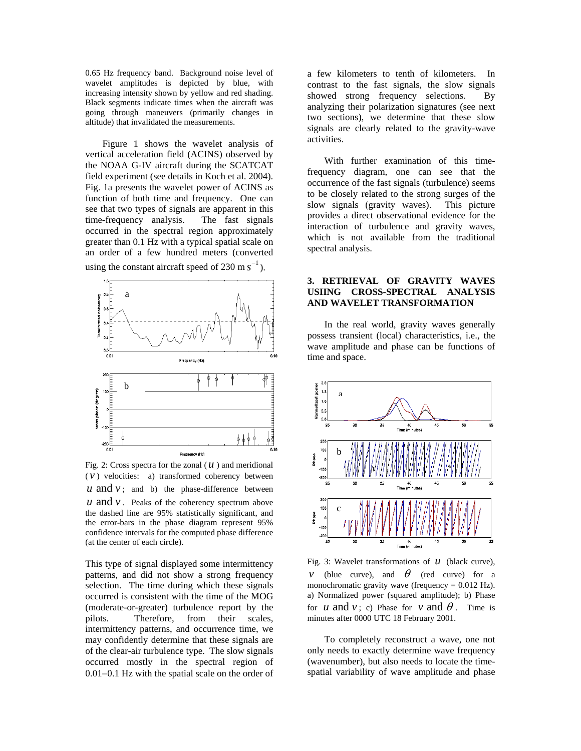0.65 Hz frequency band. Background noise level of wavelet amplitudes is depicted by blue, with increasing intensity shown by yellow and red shading. Black segments indicate times when the aircraft was going through maneuvers (primarily changes in altitude) that invalidated the measurements.

Figure 1 shows the wavelet analysis of vertical acceleration field (ACINS) observed by the NOAA G-IV aircraft during the SCATCAT field experiment (see details in Koch et al. 2004). Fig. 1a presents the wavelet power of ACINS as function of both time and frequency. One can see that two types of signals are apparent in this time-frequency analysis. The fast signals occurred in the spectral region approximately greater than 0.1 Hz with a typical spatial scale on an order of a few hundred meters (converted using the constant aircraft speed of 230 m $s^{-1}$).

Fig. 2: Cross spectra for the zonal ($u$) and meridional ($v$) velocities: a) transformed coherency between $u$ and $v$; and b) the phase-difference between $u$ and $v$. Peaks of the coherency spectrum above the dashed line are 95% statistically significant, and the error-bars in the phase diagram represent 95% confidence intervals for the computed phase difference (at the center of each circle).

This type of signal displayed some intermittency patterns, and did not show a strong frequency selection. The time during which these signals occurred is consistent with the time of the MOG (moderate-or-greater) turbulence report by the pilots. Therefore, from their scales, intermittency patterns, and occurrence time, we may confidently determine that these signals are of the clear-air turbulence type. The slow signals occurred mostly in the spectral region of 0.01–0.1 Hz with the spatial scale on the order of a few kilometers to tenth of kilometers. In contrast to the fast signals, the slow signals showed strong frequency selections. By analyzing their polarization signatures (see next two sections), we determine that these slow signals are clearly related to the gravity-wave activities.

With further examination of this time-frequency diagram, one can see that the occurrence of the fast signals (turbulence) seems to be closely related to the strong surges of the slow signals (gravity waves). This picture provides a direct observational evidence for the interaction of turbulence and gravity waves, which is not available from the traditional spectral analysis.

## 3. RETRIEVAL OF GRAVITY WAVES USIING CROSS-SPECTRAL ANALYSIS AND WAVELET TRANSFORMATION

In the real world, gravity waves generally possess transient (local) characteristics, i.e., the wave amplitude and phase can be functions of time and space.

Fig. 3: Wavelet transformations of $u$ (black curve), $v$ (blue curve), and $\theta$ (red curve) for a monochromatic gravity wave (frequency = 0.012 Hz). a) Normalized power (squared amplitude); b) Phase for $u$ and $v$; c) Phase for $v$ and $\theta$. Time is minutes after 0000 UTC 18 February 2001.

To completely reconstruct a wave, one not only needs to exactly determine wave frequency (wavenumber), but also needs to locate the time-spatial variability of wave amplitude and phase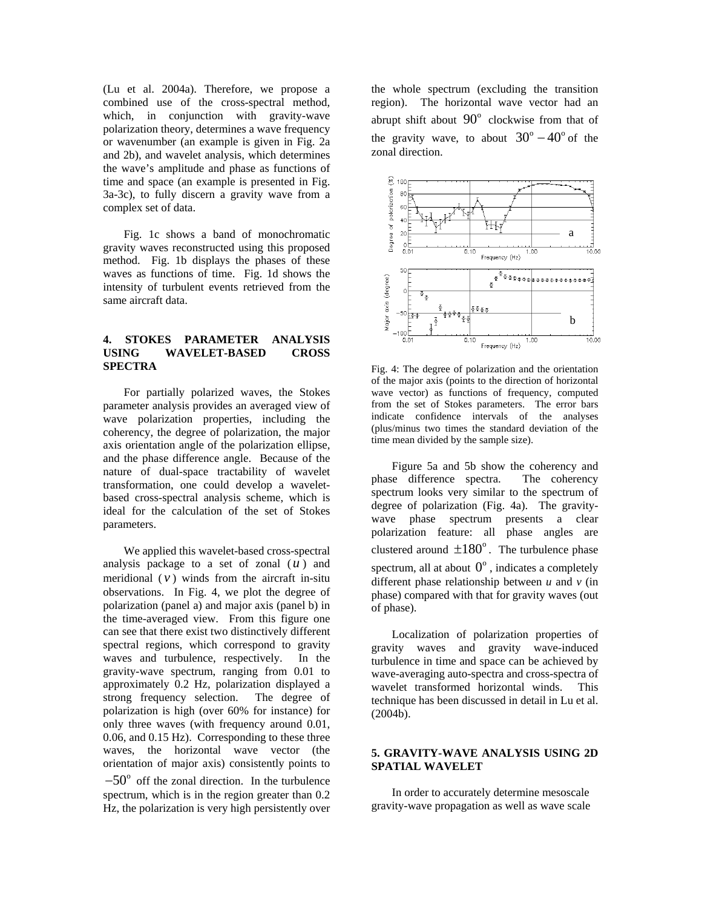(Lu et al. 2004a). Therefore, we propose a combined use of the cross-spectral method, which, in conjunction with gravity-wave polarization theory, determines a wave frequency or wavenumber (an example is given in Fig. 2a and 2b), and wavelet analysis, which determines the wave's amplitude and phase as functions of time and space (an example is presented in Fig. 3a-3c), to fully discern a gravity wave from a complex set of data.

Fig. 1c shows a band of monochromatic gravity waves reconstructed using this proposed method. Fig. 1b displays the phases of these waves as functions of time. Fig. 1d shows the intensity of turbulent events retrieved from the same aircraft data.

## 4. STOKES PARAMETER ANALYSIS USING WAVELET-BASED CROSS SPECTRA

For partially polarized waves, the Stokes parameter analysis provides an averaged view of wave polarization properties, including the coherency, the degree of polarization, the major axis orientation angle of the polarization ellipse, and the phase difference angle. Because of the nature of dual-space tractability of wavelet transformation, one could develop a wavelet-based cross-spectral analysis scheme, which is ideal for the calculation of the set of Stokes parameters.

We applied this wavelet-based cross-spectral analysis package to a set of zonal ($u$) and meridional ($v$) winds from the aircraft in-situ observations. In Fig. 4, we plot the degree of polarization (panel a) and major axis (panel b) in the time-averaged view. From this figure one can see that there exist two distinctively different spectral regions, which correspond to gravity waves and turbulence, respectively. In the gravity-wave spectrum, ranging from 0.01 to approximately 0.2 Hz, polarization displayed a strong frequency selection. The degree of polarization is high (over 60% for instance) for only three waves (with frequency around 0.01, 0.06, and 0.15 Hz). Corresponding to these three waves, the horizontal wave vector (the orientation of major axis) consistently points to $-50^{o}$ off the zonal direction. In the turbulence spectrum, which is in the region greater than 0.2 Hz, the polarization is very high persistently over the whole spectrum (excluding the transition region). The horizontal wave vector had an abrupt shift about $90^{o}$ clockwise from that of the gravity wave, to about $30^{o}-40^{o}$ of the zonal direction.

Fig. 4: The degree of polarization and the orientation of the major axis (points to the direction of horizontal wave vector) as functions of frequency, computed from the set of Stokes parameters. The error bars indicate confidence intervals of the analyses (plus/minus two times the standard deviation of the time mean divided by the sample size).

Figure 5a and 5b show the coherency and phase difference spectra. The coherency spectrum looks very similar to the spectrum of degree of polarization (Fig. 4a). The gravity-wave phase spectrum presents a clear polarization feature: all phase angles are clustered around $\pm 180^{o}$. The turbulence phase spectrum, all at about $0^{o}$, indicates a completely different phase relationship between *u* and *v* (in phase) compared with that for gravity waves (out of phase).

Localization of polarization properties of gravity waves and gravity wave-induced turbulence in time and space can be achieved by wave-averaging auto-spectra and cross-spectra of wavelet transformed horizontal winds. This technique has been discussed in detail in Lu et al. (2004b).

## 5. GRAVITY-WAVE ANALYSIS USING 2D SPATIAL WAVELET

In order to accurately determine mesoscale gravity-wave propagation as well as wave scale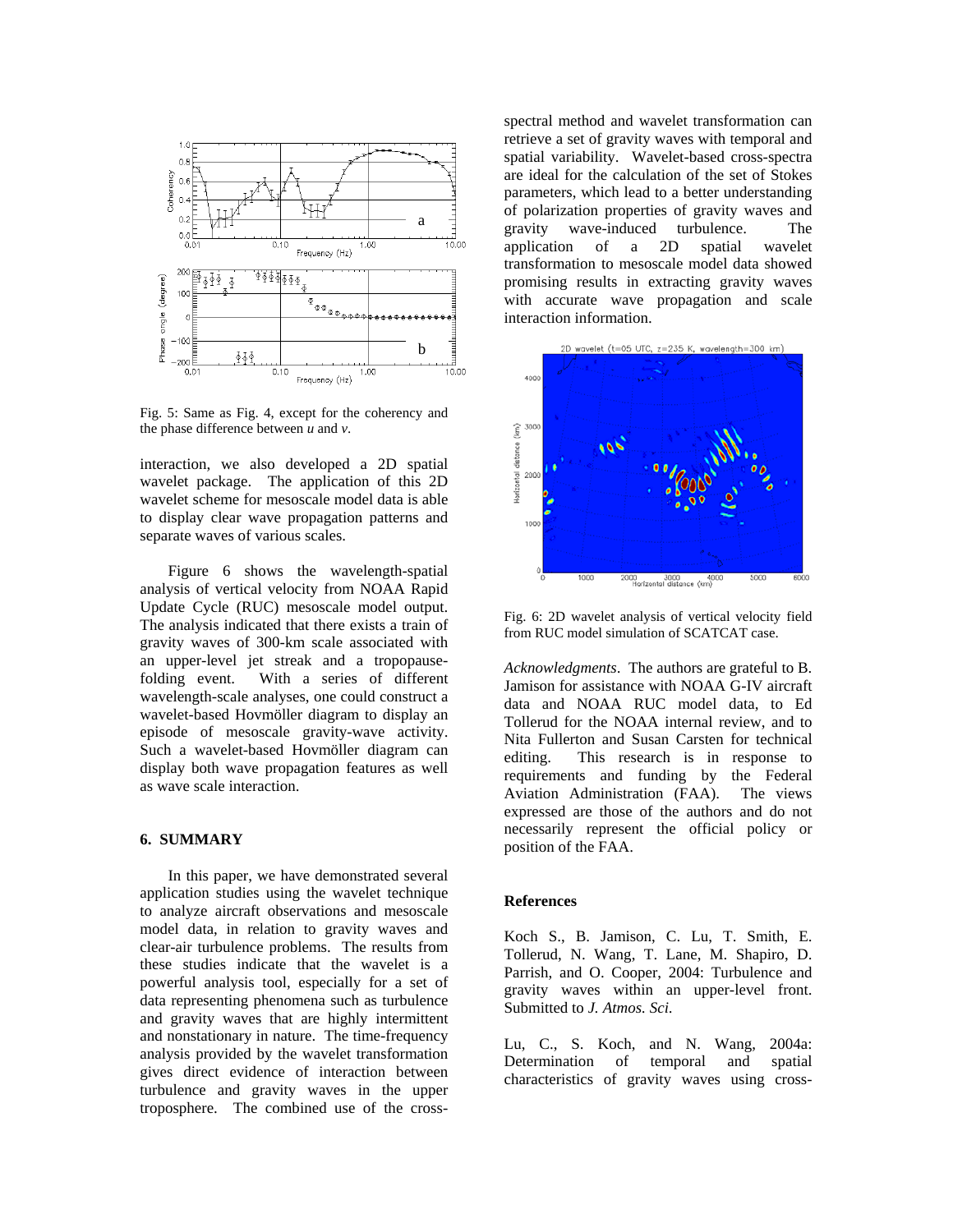Fig. 5: Same as Fig. 4, except for the coherency and the phase difference between *u* and *v*.

interaction, we also developed a 2D spatial wavelet package. The application of this 2D wavelet scheme for mesoscale model data is able to display clear wave propagation patterns and separate waves of various scales.

Figure 6 shows the wavelength-spatial analysis of vertical velocity from NOAA Rapid Update Cycle (RUC) mesoscale model output. The analysis indicated that there exists a train of gravity waves of 300-km scale associated with an upper-level jet streak and a tropopause-folding event. With a series of different wavelength-scale analyses, one could construct a wavelet-based Hovmöller diagram to display an episode of mesoscale gravity-wave activity. Such a wavelet-based Hovmöller diagram can display both wave propagation features as well as wave scale interaction.

## 6. SUMMARY

In this paper, we have demonstrated several application studies using the wavelet technique to analyze aircraft observations and mesoscale model data, in relation to gravity waves and clear-air turbulence problems. The results from these studies indicate that the wavelet is a powerful analysis tool, especially for a set of data representing phenomena such as turbulence and gravity waves that are highly intermittent and nonstationary in nature. The time-frequency analysis provided by the wavelet transformation gives direct evidence of interaction between turbulence and gravity waves in the upper troposphere. The combined use of the cross-spectral method and wavelet transformation can retrieve a set of gravity waves with temporal and spatial variability. Wavelet-based cross-spectra are ideal for the calculation of the set of Stokes parameters, which lead to a better understanding of polarization properties of gravity waves and gravity wave-induced turbulence. The application of a 2D spatial wavelet transformation to mesoscale model data showed promising results in extracting gravity waves with accurate wave propagation and scale interaction information.

Fig. 6: 2D wavelet analysis of vertical velocity field from RUC model simulation of SCATCAT case.

*Acknowledgments*. The authors are grateful to B. Jamison for assistance with NOAA G-IV aircraft data and NOAA RUC model data, to Ed Tollerud for the NOAA internal review, and to Nita Fullerton and Susan Carsten for technical editing. This research is in response to requirements and funding by the Federal Aviation Administration (FAA). The views expressed are those of the authors and do not necessarily represent the official policy or position of the FAA.

## References

Koch S., B. Jamison, C. Lu, T. Smith, E. Tollerud, N. Wang, T. Lane, M. Shapiro, D. Parrish, and O. Cooper, 2004: Turbulence and gravity waves within an upper-level front. Submitted to *J. Atmos. Sci.*

Lu, C., S. Koch, and N. Wang, 2004a: Determination of temporal and spatial characteristics of gravity waves using cross-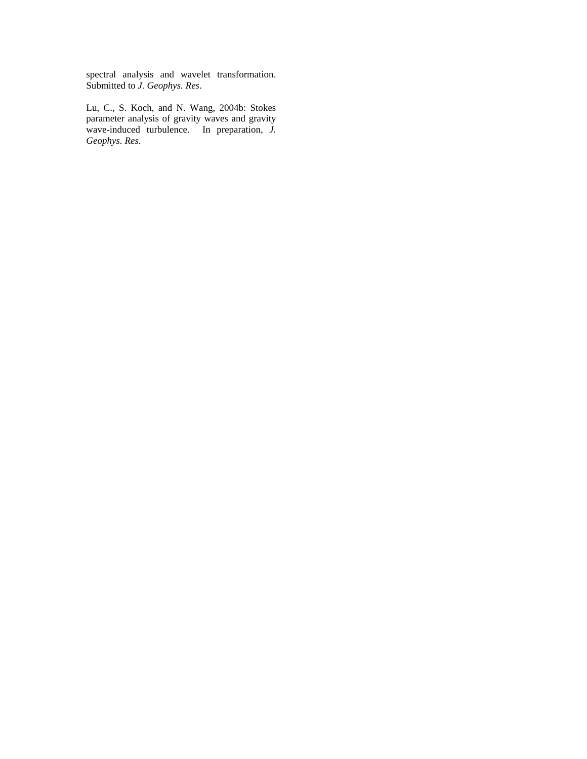spectral analysis and wavelet transformation. Submitted to *J. Geophys. Res*.

Lu, C., S. Koch, and N. Wang, 2004b: Stokes parameter analysis of gravity waves and gravity wave-induced turbulence. In preparation, *J. Geophys. Res*.